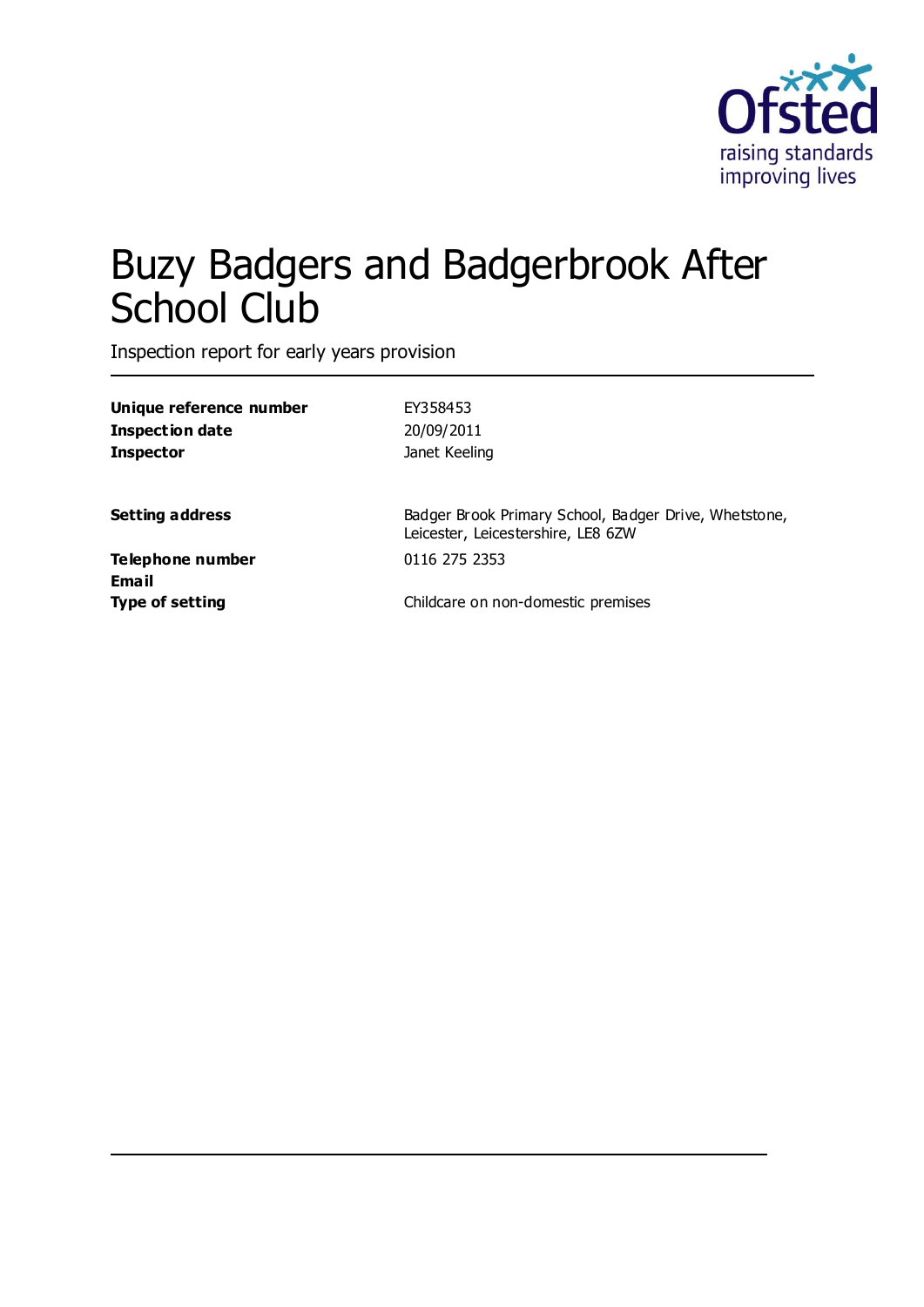Ofsted
raising standards
improving lives

# Buzy Badgers and Badgerbrook After School Club

Inspection report for early years provision

| | |
|---|---|
| **Unique reference number** | EY358453 |
| **Inspection date** | 20/09/2011 |
| **Inspector** | Janet Keeling |
| | |
| **Setting address** | Badger Brook Primary School, Badger Drive, Whetstone, Leicester, Leicestershire, LE8 6ZW |
| **Telephone number** | 0116 275 2353 |
| **Email** | |
| **Type of setting** | Childcare on non-domestic premises |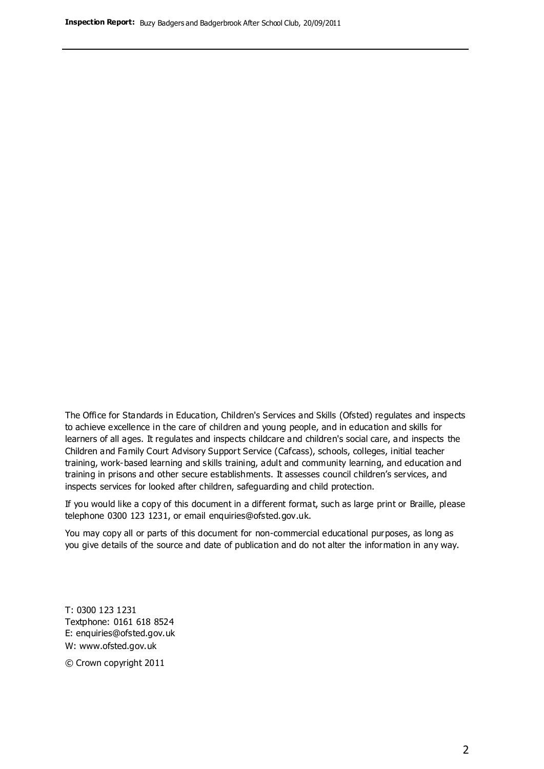The Office for Standards in Education, Children's Services and Skills (Ofsted) regulates and inspects to achieve excellence in the care of children and young people, and in education and skills for learners of all ages. It regulates and inspects childcare and children's social care, and inspects the Children and Family Court Advisory Support Service (Cafcass), schools, colleges, initial teacher training, work-based learning and skills training, adult and community learning, and education and training in prisons and other secure establishments. It assesses council children's services, and inspects services for looked after children, safeguarding and child protection.

If you would like a copy of this document in a different format, such as large print or Braille, please telephone 0300 123 1231, or email enquiries@ofsted.gov.uk.

You may copy all or parts of this document for non-commercial educational purposes, as long as you give details of the source and date of publication and do not alter the information in any way.

T: 0300 123 1231
Textphone: 0161 618 8524
E: enquiries@ofsted.gov.uk
W: www.ofsted.gov.uk

© Crown copyright 2011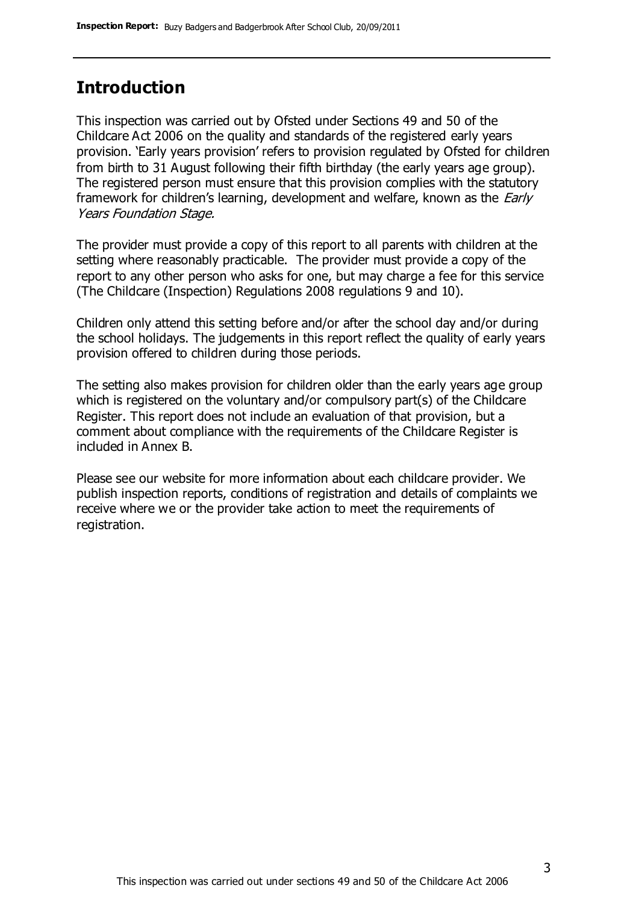## Introduction

This inspection was carried out by Ofsted under Sections 49 and 50 of the Childcare Act 2006 on the quality and standards of the registered early years provision. 'Early years provision' refers to provision regulated by Ofsted for children from birth to 31 August following their fifth birthday (the early years age group). The registered person must ensure that this provision complies with the statutory framework for children's learning, development and welfare, known as the *Early Years Foundation Stage.*

The provider must provide a copy of this report to all parents with children at the setting where reasonably practicable. The provider must provide a copy of the report to any other person who asks for one, but may charge a fee for this service (The Childcare (Inspection) Regulations 2008 regulations 9 and 10).

Children only attend this setting before and/or after the school day and/or during the school holidays. The judgements in this report reflect the quality of early years provision offered to children during those periods.

The setting also makes provision for children older than the early years age group which is registered on the voluntary and/or compulsory part(s) of the Childcare Register. This report does not include an evaluation of that provision, but a comment about compliance with the requirements of the Childcare Register is included in Annex B.

Please see our website for more information about each childcare provider. We publish inspection reports, conditions of registration and details of complaints we receive where we or the provider take action to meet the requirements of registration.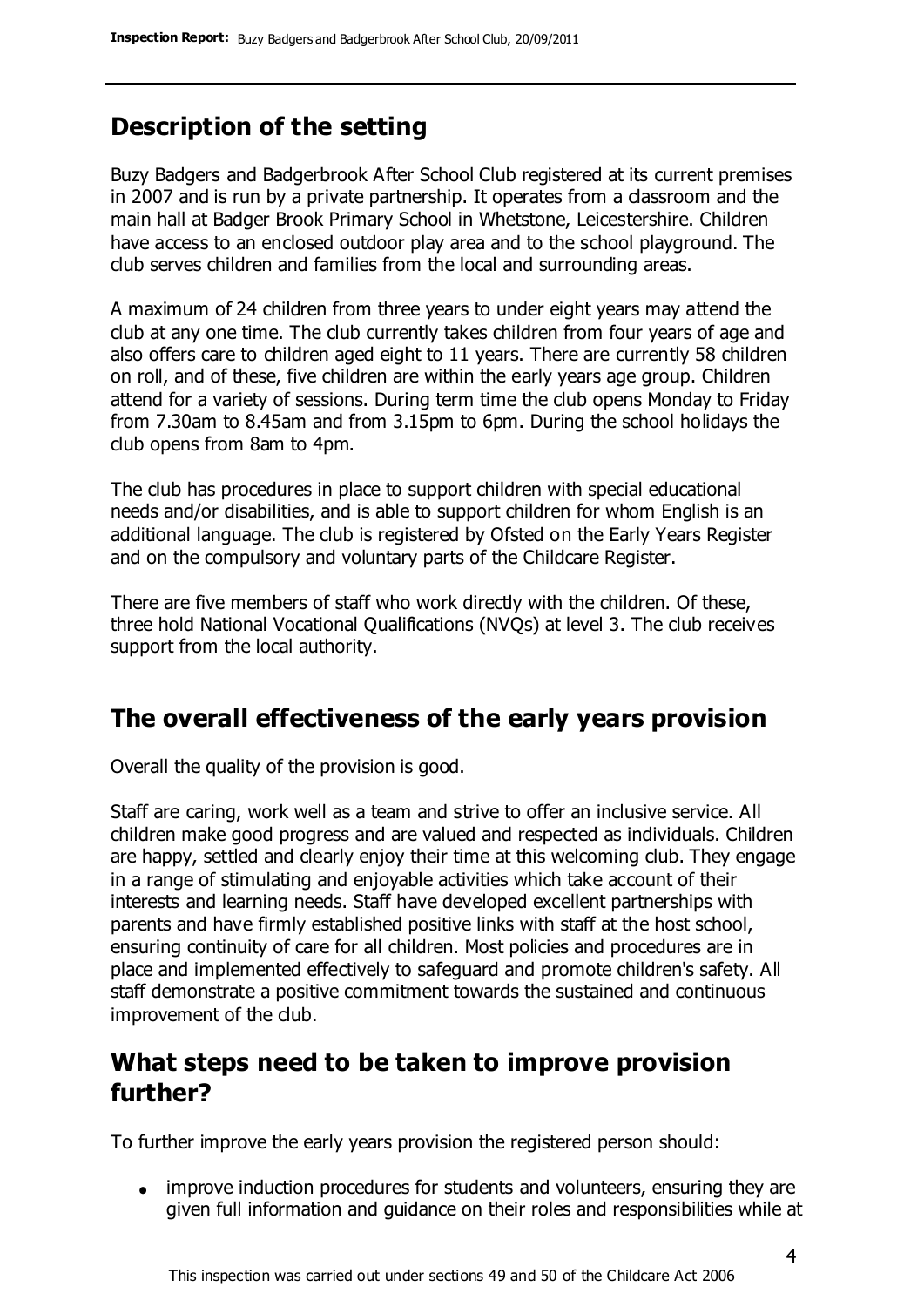## Description of the setting

Buzy Badgers and Badgerbrook After School Club registered at its current premises in 2007 and is run by a private partnership. It operates from a classroom and the main hall at Badger Brook Primary School in Whetstone, Leicestershire. Children have access to an enclosed outdoor play area and to the school playground. The club serves children and families from the local and surrounding areas.

A maximum of 24 children from three years to under eight years may attend the club at any one time. The club currently takes children from four years of age and also offers care to children aged eight to 11 years. There are currently 58 children on roll, and of these, five children are within the early years age group. Children attend for a variety of sessions. During term time the club opens Monday to Friday from 7.30am to 8.45am and from 3.15pm to 6pm. During the school holidays the club opens from 8am to 4pm.

The club has procedures in place to support children with special educational needs and/or disabilities, and is able to support children for whom English is an additional language. The club is registered by Ofsted on the Early Years Register and on the compulsory and voluntary parts of the Childcare Register.

There are five members of staff who work directly with the children. Of these, three hold National Vocational Qualifications (NVQs) at level 3. The club receives support from the local authority.

## The overall effectiveness of the early years provision

Overall the quality of the provision is good.

Staff are caring, work well as a team and strive to offer an inclusive service. All children make good progress and are valued and respected as individuals. Children are happy, settled and clearly enjoy their time at this welcoming club. They engage in a range of stimulating and enjoyable activities which take account of their interests and learning needs. Staff have developed excellent partnerships with parents and have firmly established positive links with staff at the host school, ensuring continuity of care for all children. Most policies and procedures are in place and implemented effectively to safeguard and promote children's safety. All staff demonstrate a positive commitment towards the sustained and continuous improvement of the club.

## What steps need to be taken to improve provision further?

To further improve the early years provision the registered person should:

- improve induction procedures for students and volunteers, ensuring they are given full information and guidance on their roles and responsibilities while at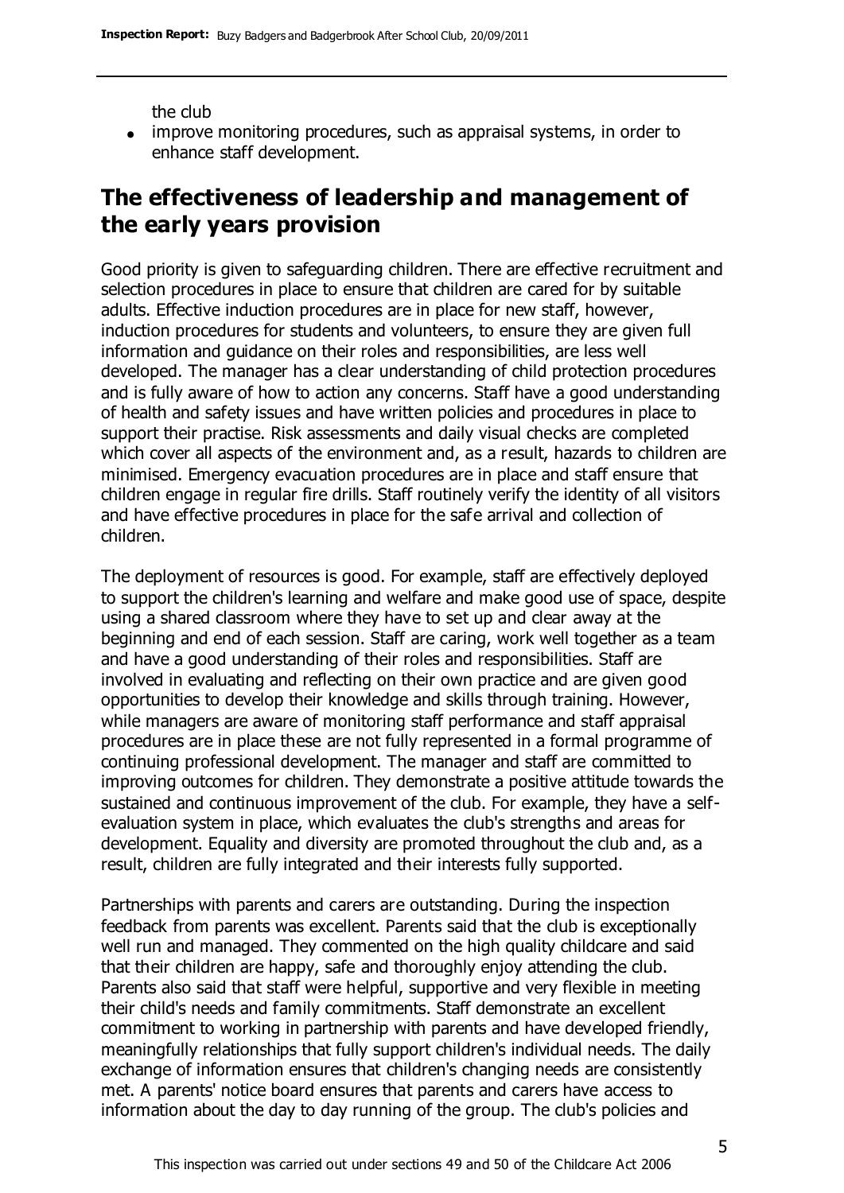the club

- improve monitoring procedures, such as appraisal systems, in order to enhance staff development.

## The effectiveness of leadership and management of the early years provision

Good priority is given to safeguarding children. There are effective recruitment and selection procedures in place to ensure that children are cared for by suitable adults. Effective induction procedures are in place for new staff, however, induction procedures for students and volunteers, to ensure they are given full information and guidance on their roles and responsibilities, are less well developed. The manager has a clear understanding of child protection procedures and is fully aware of how to action any concerns. Staff have a good understanding of health and safety issues and have written policies and procedures in place to support their practise. Risk assessments and daily visual checks are completed which cover all aspects of the environment and, as a result, hazards to children are minimised. Emergency evacuation procedures are in place and staff ensure that children engage in regular fire drills. Staff routinely verify the identity of all visitors and have effective procedures in place for the safe arrival and collection of children.

The deployment of resources is good. For example, staff are effectively deployed to support the children's learning and welfare and make good use of space, despite using a shared classroom where they have to set up and clear away at the beginning and end of each session. Staff are caring, work well together as a team and have a good understanding of their roles and responsibilities. Staff are involved in evaluating and reflecting on their own practice and are given good opportunities to develop their knowledge and skills through training. However, while managers are aware of monitoring staff performance and staff appraisal procedures are in place these are not fully represented in a formal programme of continuing professional development. The manager and staff are committed to improving outcomes for children. They demonstrate a positive attitude towards the sustained and continuous improvement of the club. For example, they have a self-evaluation system in place, which evaluates the club's strengths and areas for development. Equality and diversity are promoted throughout the club and, as a result, children are fully integrated and their interests fully supported.

Partnerships with parents and carers are outstanding. During the inspection feedback from parents was excellent. Parents said that the club is exceptionally well run and managed. They commented on the high quality childcare and said that their children are happy, safe and thoroughly enjoy attending the club. Parents also said that staff were helpful, supportive and very flexible in meeting their child's needs and family commitments. Staff demonstrate an excellent commitment to working in partnership with parents and have developed friendly, meaningfully relationships that fully support children's individual needs. The daily exchange of information ensures that children's changing needs are consistently met. A parents' notice board ensures that parents and carers have access to information about the day to day running of the group. The club's policies and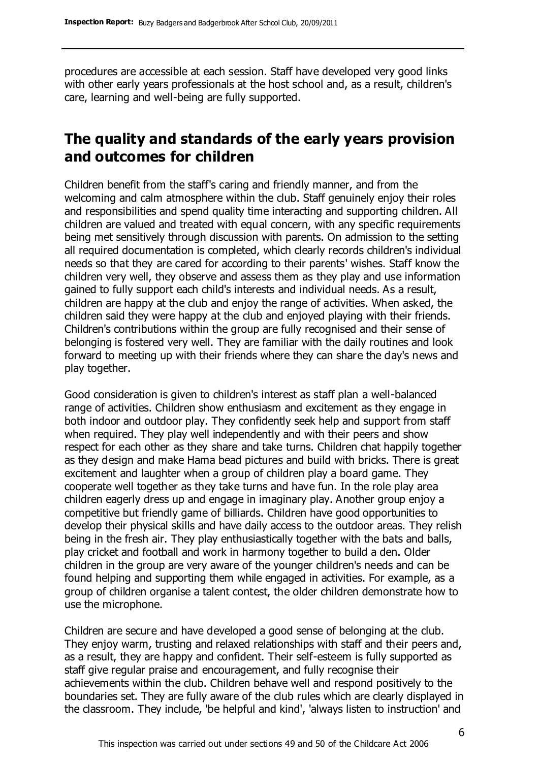procedures are accessible at each session. Staff have developed very good links with other early years professionals at the host school and, as a result, children's care, learning and well-being are fully supported.

## The quality and standards of the early years provision and outcomes for children

Children benefit from the staff's caring and friendly manner, and from the welcoming and calm atmosphere within the club. Staff genuinely enjoy their roles and responsibilities and spend quality time interacting and supporting children. All children are valued and treated with equal concern, with any specific requirements being met sensitively through discussion with parents. On admission to the setting all required documentation is completed, which clearly records children's individual needs so that they are cared for according to their parents' wishes. Staff know the children very well, they observe and assess them as they play and use information gained to fully support each child's interests and individual needs. As a result, children are happy at the club and enjoy the range of activities. When asked, the children said they were happy at the club and enjoyed playing with their friends. Children's contributions within the group are fully recognised and their sense of belonging is fostered very well. They are familiar with the daily routines and look forward to meeting up with their friends where they can share the day's news and play together.

Good consideration is given to children's interest as staff plan a well-balanced range of activities. Children show enthusiasm and excitement as they engage in both indoor and outdoor play. They confidently seek help and support from staff when required. They play well independently and with their peers and show respect for each other as they share and take turns. Children chat happily together as they design and make Hama bead pictures and build with bricks. There is great excitement and laughter when a group of children play a board game. They cooperate well together as they take turns and have fun. In the role play area children eagerly dress up and engage in imaginary play. Another group enjoy a competitive but friendly game of billiards. Children have good opportunities to develop their physical skills and have daily access to the outdoor areas. They relish being in the fresh air. They play enthusiastically together with the bats and balls, play cricket and football and work in harmony together to build a den. Older children in the group are very aware of the younger children's needs and can be found helping and supporting them while engaged in activities. For example, as a group of children organise a talent contest, the older children demonstrate how to use the microphone.

Children are secure and have developed a good sense of belonging at the club. They enjoy warm, trusting and relaxed relationships with staff and their peers and, as a result, they are happy and confident. Their self-esteem is fully supported as staff give regular praise and encouragement, and fully recognise their achievements within the club. Children behave well and respond positively to the boundaries set. They are fully aware of the club rules which are clearly displayed in the classroom. They include, 'be helpful and kind', 'always listen to instruction' and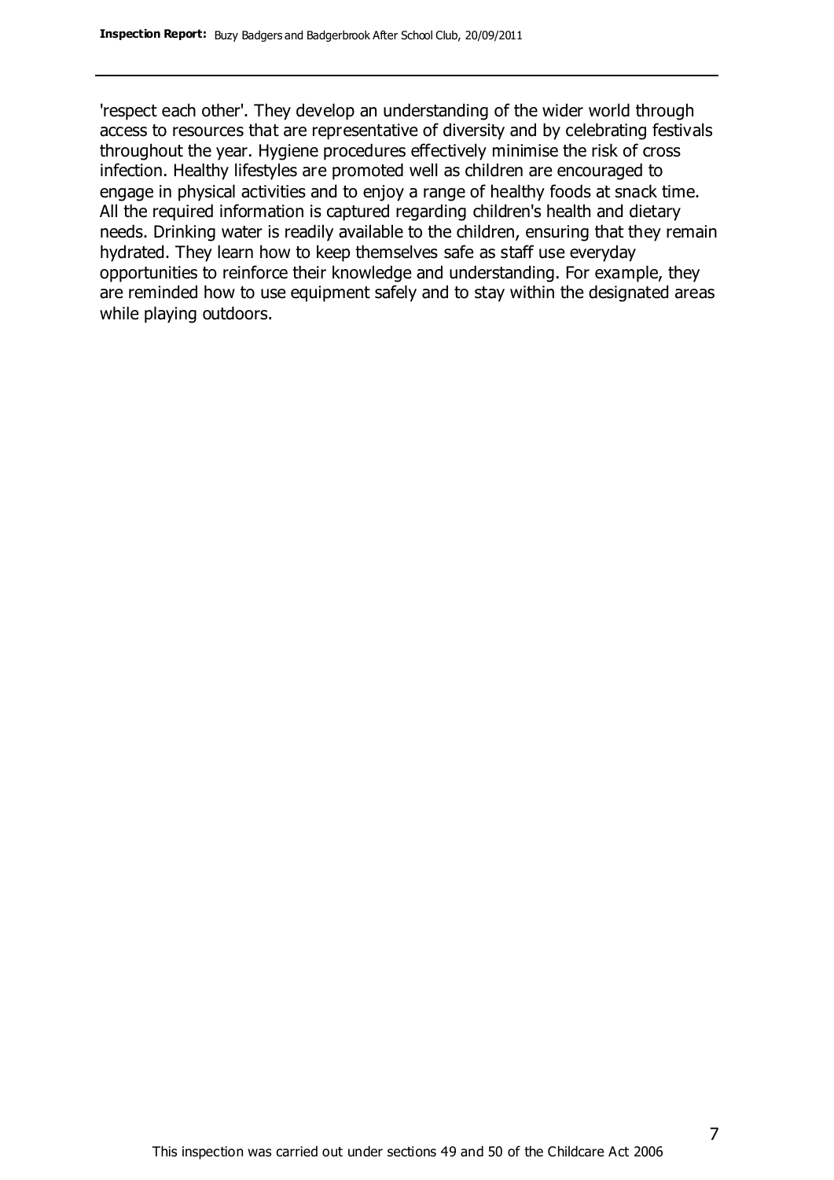'respect each other'. They develop an understanding of the wider world through access to resources that are representative of diversity and by celebrating festivals throughout the year. Hygiene procedures effectively minimise the risk of cross infection. Healthy lifestyles are promoted well as children are encouraged to engage in physical activities and to enjoy a range of healthy foods at snack time. All the required information is captured regarding children's health and dietary needs. Drinking water is readily available to the children, ensuring that they remain hydrated. They learn how to keep themselves safe as staff use everyday opportunities to reinforce their knowledge and understanding. For example, they are reminded how to use equipment safely and to stay within the designated areas while playing outdoors.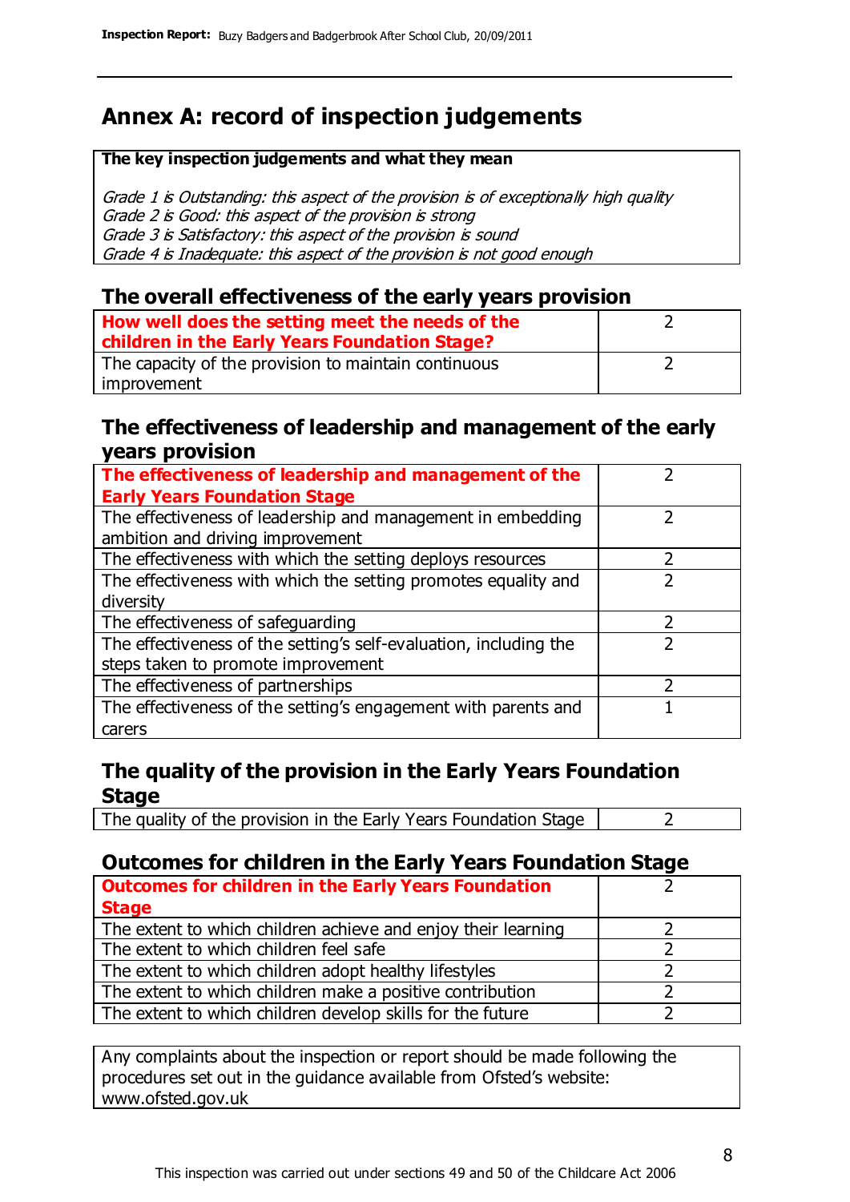# Annex A: record of inspection judgements

| The key inspection judgements and what they mean |
|---|
| *Grade 1 is Outstanding: this aspect of the provision is of exceptionally high quality*<br>*Grade 2 is Good: this aspect of the provision is strong*<br>*Grade 3 is Satisfactory: this aspect of the provision is sound*<br>*Grade 4 is Inadequate: this aspect of the provision is not good enough* |

## The overall effectiveness of the early years provision

| | |
|---|---|
| **How well does the setting meet the needs of the children in the Early Years Foundation Stage?** | 2 |
| The capacity of the provision to maintain continuous improvement | 2 |

## The effectiveness of leadership and management of the early years provision

| | |
|---|---|
| **The effectiveness of leadership and management of the Early Years Foundation Stage** | 2 |
| The effectiveness of leadership and management in embedding ambition and driving improvement | 2 |
| The effectiveness with which the setting deploys resources | 2 |
| The effectiveness with which the setting promotes equality and diversity | 2 |
| The effectiveness of safeguarding | 2 |
| The effectiveness of the setting's self-evaluation, including the steps taken to promote improvement | 2 |
| The effectiveness of partnerships | 2 |
| The effectiveness of the setting's engagement with parents and carers | 1 |

## The quality of the provision in the Early Years Foundation Stage

| | |
|---|---|
| The quality of the provision in the Early Years Foundation Stage | 2 |

## Outcomes for children in the Early Years Foundation Stage

| | |
|---|---|
| **Outcomes for children in the Early Years Foundation Stage** | 2 |
| The extent to which children achieve and enjoy their learning | 2 |
| The extent to which children feel safe | 2 |
| The extent to which children adopt healthy lifestyles | 2 |
| The extent to which children make a positive contribution | 2 |
| The extent to which children develop skills for the future | 2 |

Any complaints about the inspection or report should be made following the procedures set out in the guidance available from Ofsted's website: www.ofsted.gov.uk

This inspection was carried out under sections 49 and 50 of the Childcare Act 2006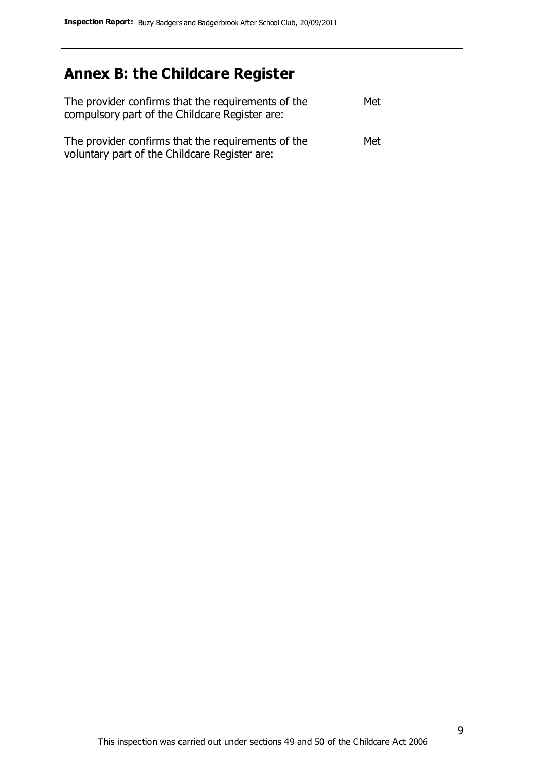## Annex B: the Childcare Register

| | |
|---|---|
| The provider confirms that the requirements of the compulsory part of the Childcare Register are: | Met |
| The provider confirms that the requirements of the voluntary part of the Childcare Register are: | Met |